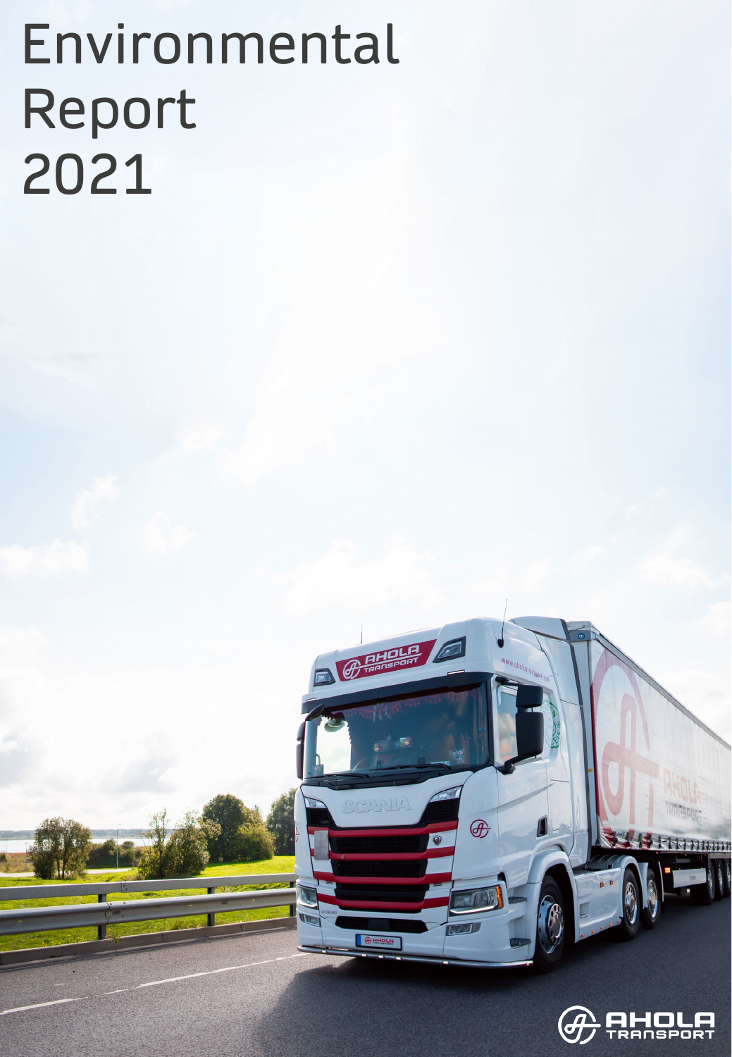# Environmental Report 2021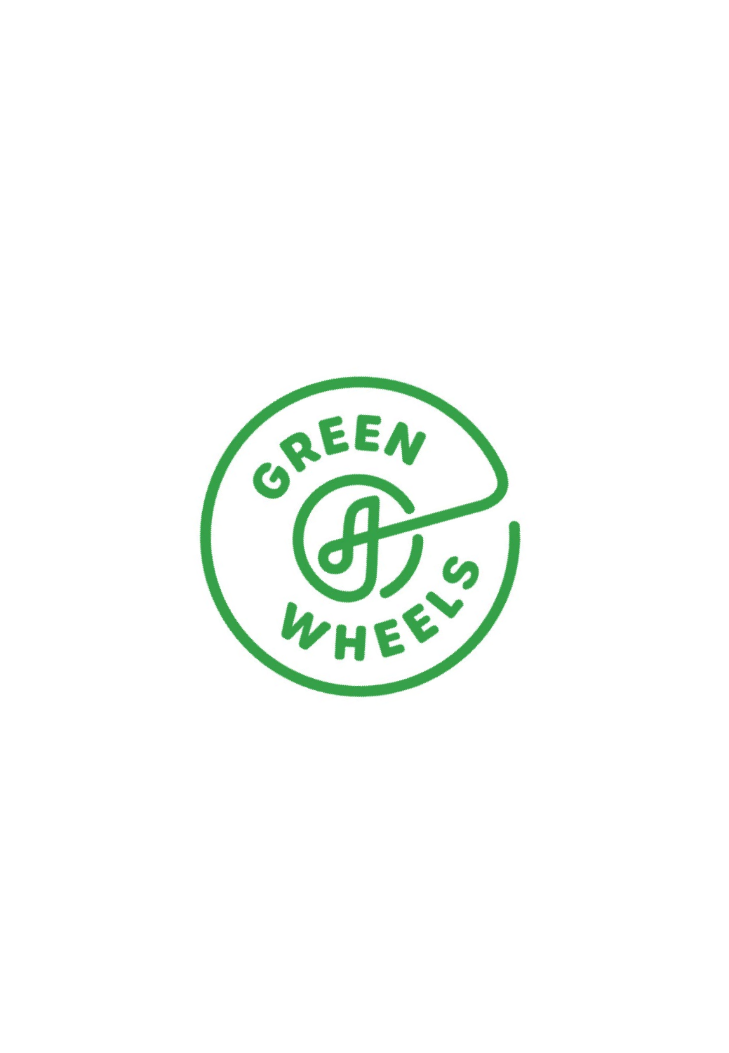GREEN

WHEELS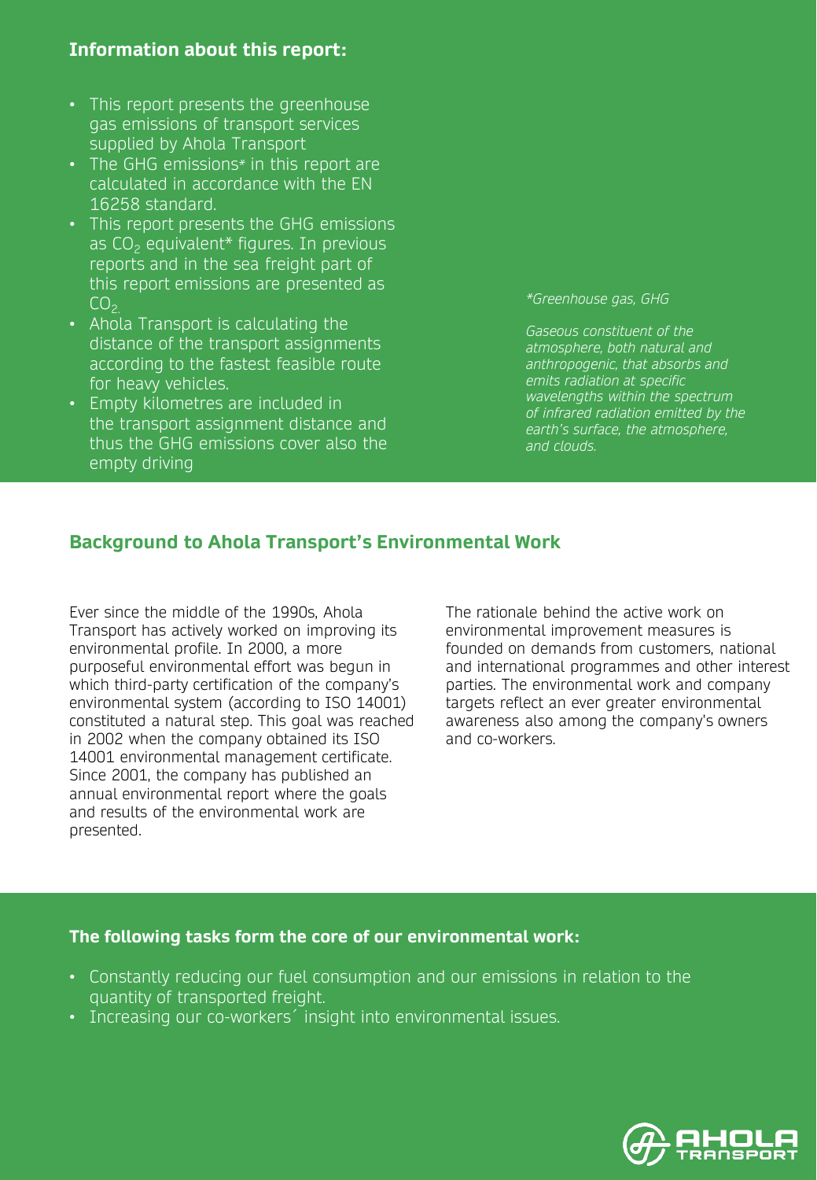**Information about this report:**

- This report presents the greenhouse gas emissions of transport services supplied by Ahola Transport
- The GHG emissions* in this report are calculated in accordance with the EN 16258 standard.
- This report presents the GHG emissions as $CO_2$ equivalent* figures. In previous reports and in the sea freight part of this report emissions are presented as $CO_2$.
- Ahola Transport is calculating the distance of the transport assignments according to the fastest feasible route for heavy vehicles.
- Empty kilometres are included in the transport assignment distance and thus the GHG emissions cover also the empty driving

*\*Greenhouse gas, GHG*

*Gaseous constituent of the atmosphere, both natural and anthropogenic, that absorbs and emits radiation at specific wavelengths within the spectrum of infrared radiation emitted by the earth's surface, the atmosphere, and clouds.*

## Background to Ahola Transport's Environmental Work

Ever since the middle of the 1990s, Ahola Transport has actively worked on improving its environmental profile. In 2000, a more purposeful environmental effort was begun in which third-party certification of the company's environmental system (according to ISO 14001) constituted a natural step. This goal was reached in 2002 when the company obtained its ISO 14001 environmental management certificate. Since 2001, the company has published an annual environmental report where the goals and results of the environmental work are presented.

The rationale behind the active work on environmental improvement measures is founded on demands from customers, national and international programmes and other interest parties. The environmental work and company targets reflect an ever greater environmental awareness also among the company's owners and co-workers.

**The following tasks form the core of our environmental work:**

- Constantly reducing our fuel consumption and our emissions in relation to the quantity of transported freight.
- Increasing our co-workers´ insight into environmental issues.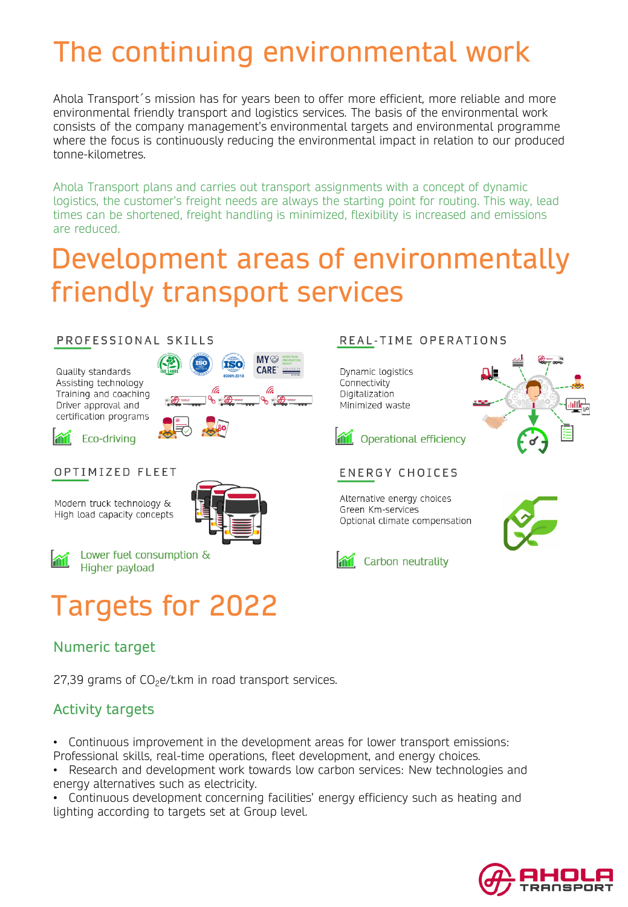# The continuing environmental work

Ahola Transport´s mission has for years been to offer more efficient, more reliable and more environmental friendly transport and logistics services. The basis of the environmental work consists of the company management's environmental targets and environmental programme where the focus is continuously reducing the environmental impact in relation to our produced tonne-kilometres.

Ahola Transport plans and carries out transport assignments with a concept of dynamic logistics, the customer's freight needs are always the starting point for routing. This way, lead times can be shortened, freight handling is minimized, flexibility is increased and emissions are reduced.

# Development areas of environmentally friendly transport services

### PROFESSIONAL SKILLS

Quality standards
Assisting technology
Training and coaching
Driver approval and certification programs

Eco-driving

### REAL-TIME OPERATIONS

Dynamic logistics
Connectivity
Digitalization
Minimized waste

Operational efficiency

### OPTIMIZED FLEET

Modern truck technology &
High load capacity concepts

Lower fuel consumption &
Higher payload

### ENERGY CHOICES

Alternative energy choices
Green Km-services
Optional climate compensation

Carbon neutrality

# Targets for 2022

## Numeric target

27,39 grams of $CO_2e$/t.km in road transport services.

## Activity targets

- Continuous improvement in the development areas for lower transport emissions: Professional skills, real-time operations, fleet development, and energy choices.
- Research and development work towards low carbon services: New technologies and energy alternatives such as electricity.
- Continuous development concerning facilities' energy efficiency such as heating and lighting according to targets set at Group level.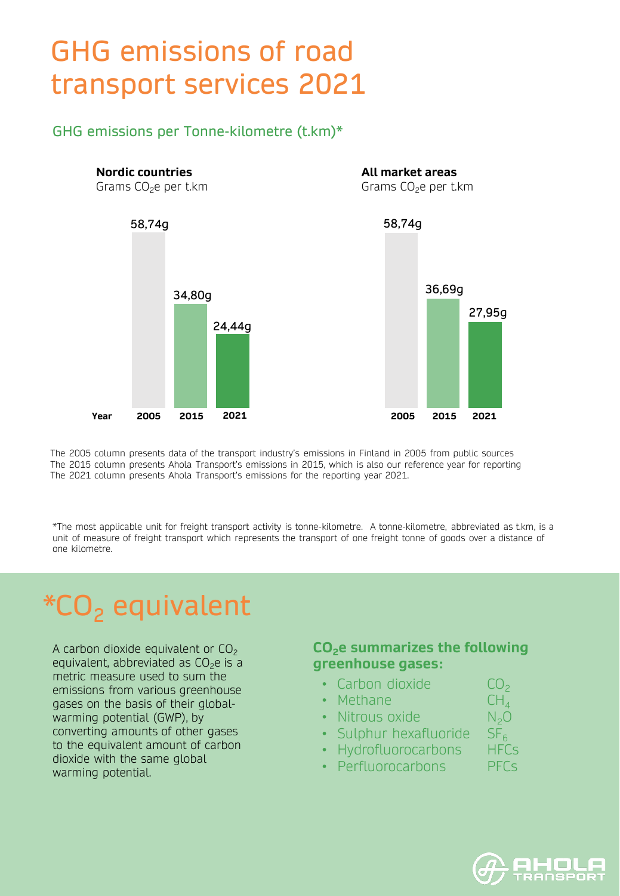# GHG emissions of road transport services 2021

## GHG emissions per Tonne-kilometre (t.km)*

**Nordic countries**
Grams $CO_2$e per t.km

| Year | 2005 | 2015 | 2021 |
|---|---|---|---|
| | 58,74g | 34,80g | 24,44g |

**All market areas**
Grams $CO_2$e per t.km

| Year | 2005 | 2015 | 2021 |
|---|---|---|---|
| | 58,74g | 36,69g | 27,95g |

The 2005 column presents data of the transport industry's emissions in Finland in 2005 from public sources
The 2015 column presents Ahola Transport's emissions in 2015, which is also our reference year for reporting
The 2021 column presents Ahola Transport's emissions for the reporting year 2021.

*The most applicable unit for freight transport activity is tonne-kilometre. A tonne-kilometre, abbreviated as t.km, is a unit of measure of freight transport which represents the transport of one freight tonne of goods over a distance of one kilometre.

# *$CO_2$ equivalent

A carbon dioxide equivalent or $CO_2$ equivalent, abbreviated as $CO_2$e is a metric measure used to sum the emissions from various greenhouse gases on the basis of their global-warming potential (GWP), by converting amounts of other gases to the equivalent amount of carbon dioxide with the same global warming potential.

**$CO_2$e summarizes the following greenhouse gases:**

- Carbon dioxide $CO_2$
- Methane $CH_4$
- Nitrous oxide $N_2O$
- Sulphur hexafluoride $SF_6$
- Hydrofluorocarbons HFCs
- Perfluorocarbons PFCs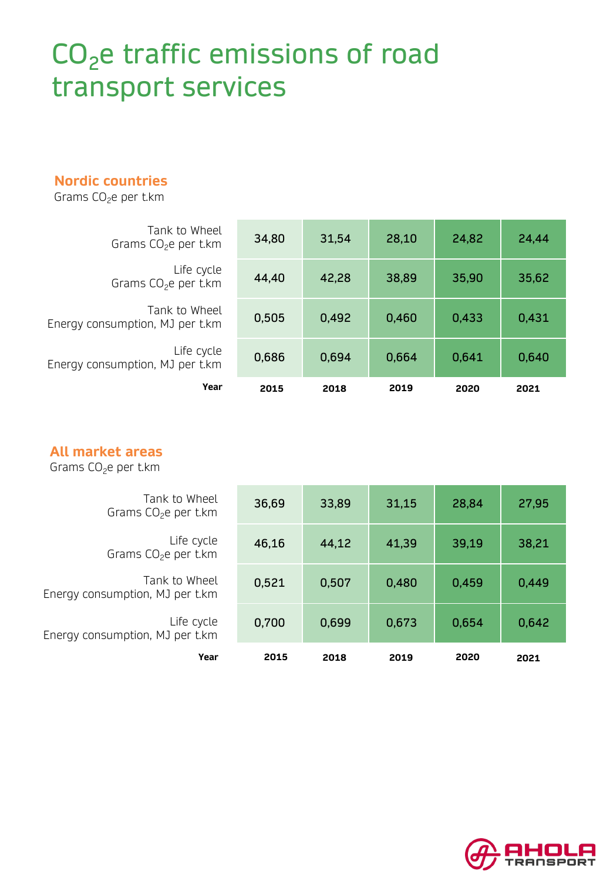# $CO_2e$ traffic emissions of road transport services

## Nordic countries

Grams $CO_2e$ per t.km

| Year | 2015 | 2018 | 2019 | 2020 | 2021 |
|---|---|---|---|---|---|
| Tank to Wheel Grams $CO_2e$ per t.km | 34,80 | 31,54 | 28,10 | 24,82 | 24,44 |
| Life cycle Grams $CO_2e$ per t.km | 44,40 | 42,28 | 38,89 | 35,90 | 35,62 |
| Tank to Wheel Energy consumption, MJ per t.km | 0,505 | 0,492 | 0,460 | 0,433 | 0,431 |
| Life cycle Energy consumption, MJ per t.km | 0,686 | 0,694 | 0,664 | 0,641 | 0,640 |

## All market areas

Grams $CO_2e$ per t.km

| Year | 2015 | 2018 | 2019 | 2020 | 2021 |
|---|---|---|---|---|---|
| Tank to Wheel Grams $CO_2e$ per t.km | 36,69 | 33,89 | 31,15 | 28,84 | 27,95 |
| Life cycle Grams $CO_2e$ per t.km | 46,16 | 44,12 | 41,39 | 39,19 | 38,21 |
| Tank to Wheel Energy consumption, MJ per t.km | 0,521 | 0,507 | 0,480 | 0,459 | 0,449 |
| Life cycle Energy consumption, MJ per t.km | 0,700 | 0,699 | 0,673 | 0,654 | 0,642 |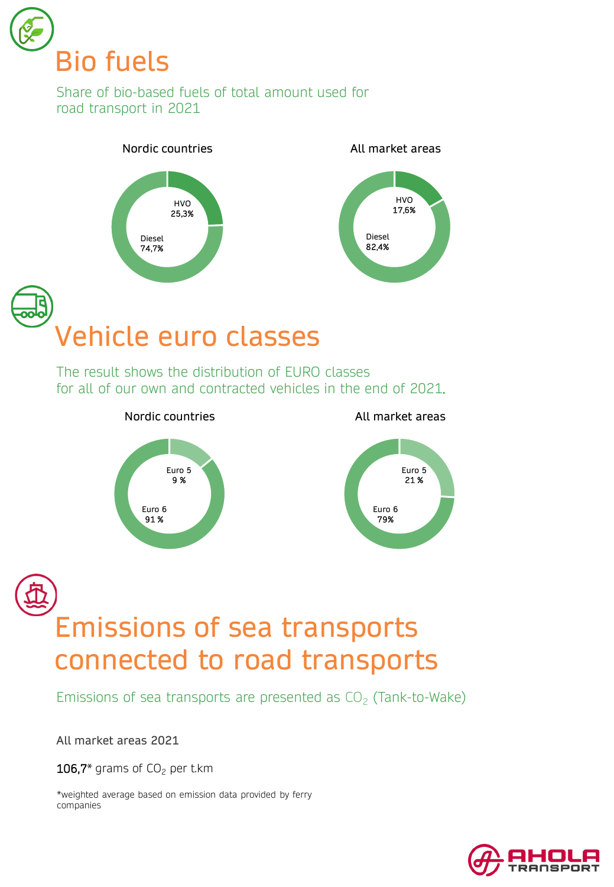# Bio fuels

Share of bio-based fuels of total amount used for road transport in 2021

Nordic countries

HVO 25,3%

Diesel 74,7%

All market areas

HVO 17,6%

Diesel 82,4%

# Vehicle euro classes

The result shows the distribution of EURO classes for all of our own and contracted vehicles in the end of 2021.

Nordic countries

Euro 5 9 %

Euro 6 91 %

All market areas

Euro 5 21 %

Euro 6 79%

# Emissions of sea transports connected to road transports

Emissions of sea transports are presented as $CO_2$ (Tank-to-Wake)

All market areas 2021

106,7* grams of $CO_2$ per t.km

*weighted average based on emission data provided by ferry companies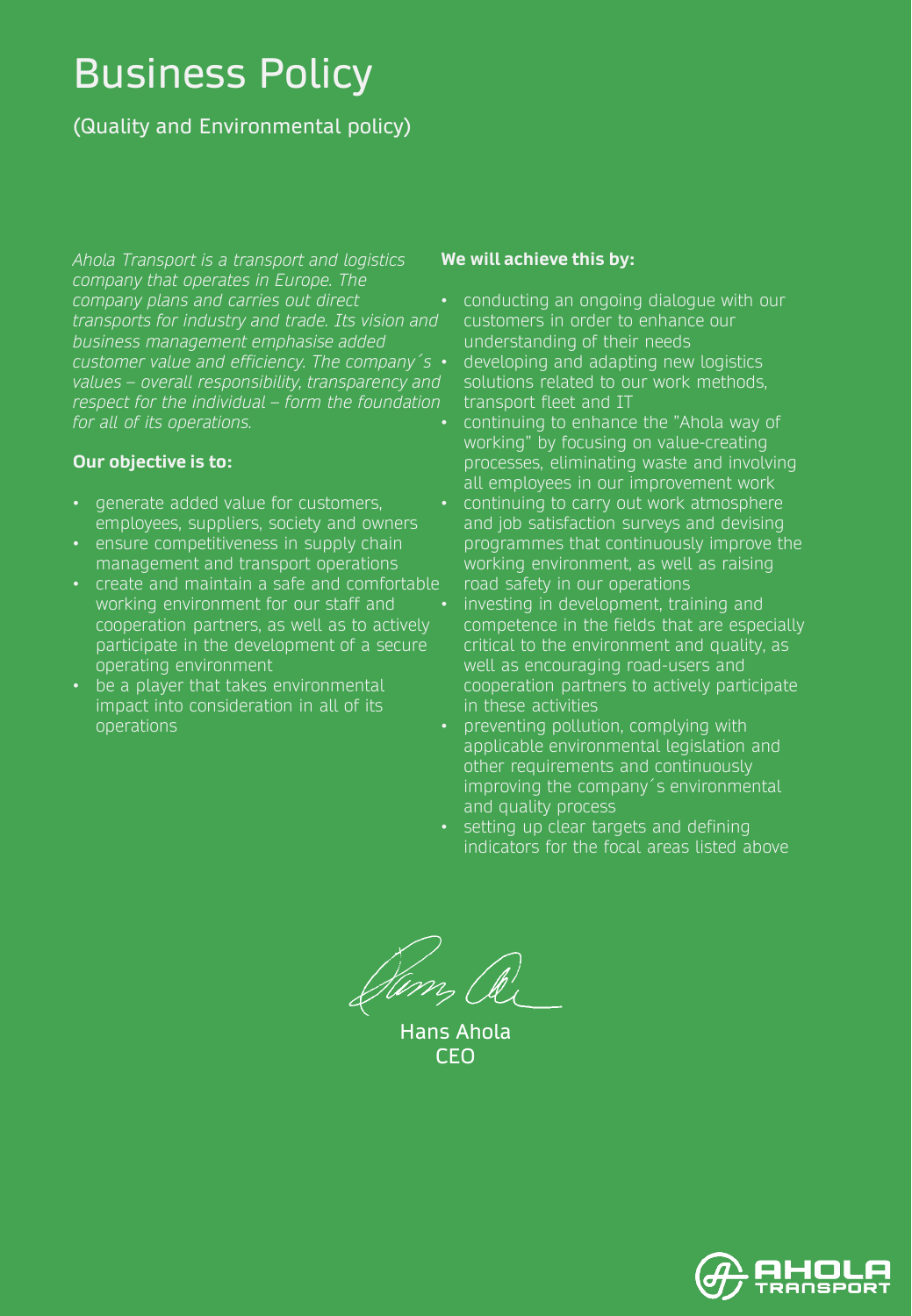# Business Policy

(Quality and Environmental policy)

*Ahola Transport is a transport and logistics company that operates in Europe. The company plans and carries out direct transports for industry and trade. Its vision and business management emphasise added customer value and efficiency. The company´s values – overall responsibility, transparency and respect for the individual – form the foundation for all of its operations.*

**Our objective is to:**

- generate added value for customers, employees, suppliers, society and owners
- ensure competitiveness in supply chain management and transport operations
- create and maintain a safe and comfortable working environment for our staff and cooperation partners, as well as to actively participate in the development of a secure operating environment
- be a player that takes environmental impact into consideration in all of its operations

**We will achieve this by:**

- conducting an ongoing dialogue with our customers in order to enhance our understanding of their needs
- developing and adapting new logistics solutions related to our work methods, transport fleet and IT
- continuing to enhance the "Ahola way of working" by focusing on value-creating processes, eliminating waste and involving all employees in our improvement work
- continuing to carry out work atmosphere and job satisfaction surveys and devising programmes that continuously improve the working environment, as well as raising road safety in our operations
- investing in development, training and competence in the fields that are especially critical to the environment and quality, as well as encouraging road-users and cooperation partners to actively participate in these activities
- preventing pollution, complying with applicable environmental legislation and other requirements and continuously improving the company´s environmental and quality process
- setting up clear targets and defining indicators for the focal areas listed above

Hans Ahola
CEO